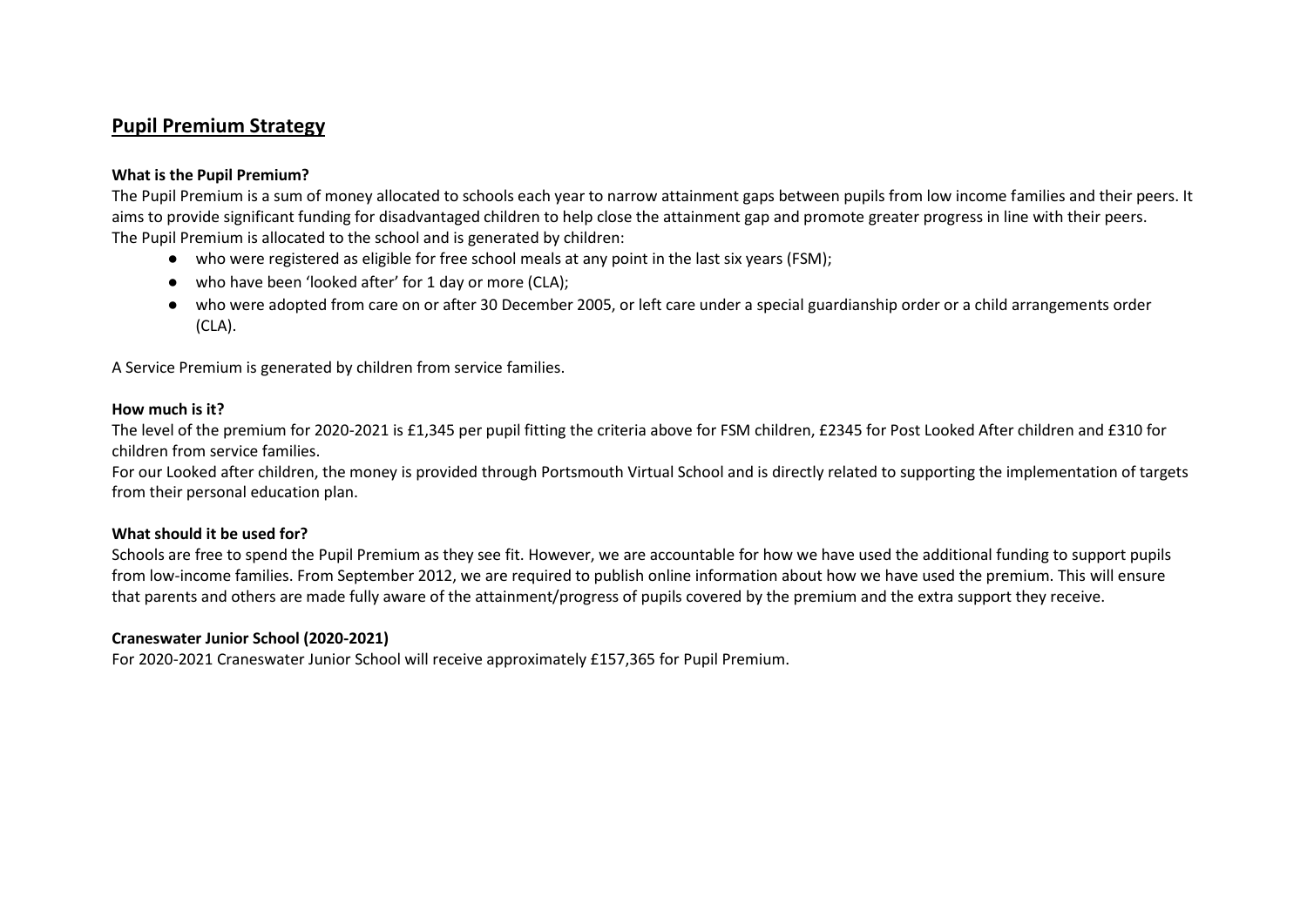# Pupil Premium Strategy

**What is the Pupil Premium?**

The Pupil Premium is a sum of money allocated to schools each year to narrow attainment gaps between pupils from low income families and their peers. It aims to provide significant funding for disadvantaged children to help close the attainment gap and promote greater progress in line with their peers.
The Pupil Premium is allocated to the school and is generated by children:

- who were registered as eligible for free school meals at any point in the last six years (FSM);
- who have been 'looked after' for 1 day or more (CLA);
- who were adopted from care on or after 30 December 2005, or left care under a special guardianship order or a child arrangements order (CLA).

A Service Premium is generated by children from service families.

**How much is it?**

The level of the premium for 2020-2021 is £1,345 per pupil fitting the criteria above for FSM children, £2345 for Post Looked After children and £310 for children from service families.
For our Looked after children, the money is provided through Portsmouth Virtual School and is directly related to supporting the implementation of targets from their personal education plan.

**What should it be used for?**

Schools are free to spend the Pupil Premium as they see fit. However, we are accountable for how we have used the additional funding to support pupils from low-income families. From September 2012, we are required to publish online information about how we have used the premium. This will ensure that parents and others are made fully aware of the attainment/progress of pupils covered by the premium and the extra support they receive.

**Craneswater Junior School (2020-2021)**

For 2020-2021 Craneswater Junior School will receive approximately £157,365 for Pupil Premium.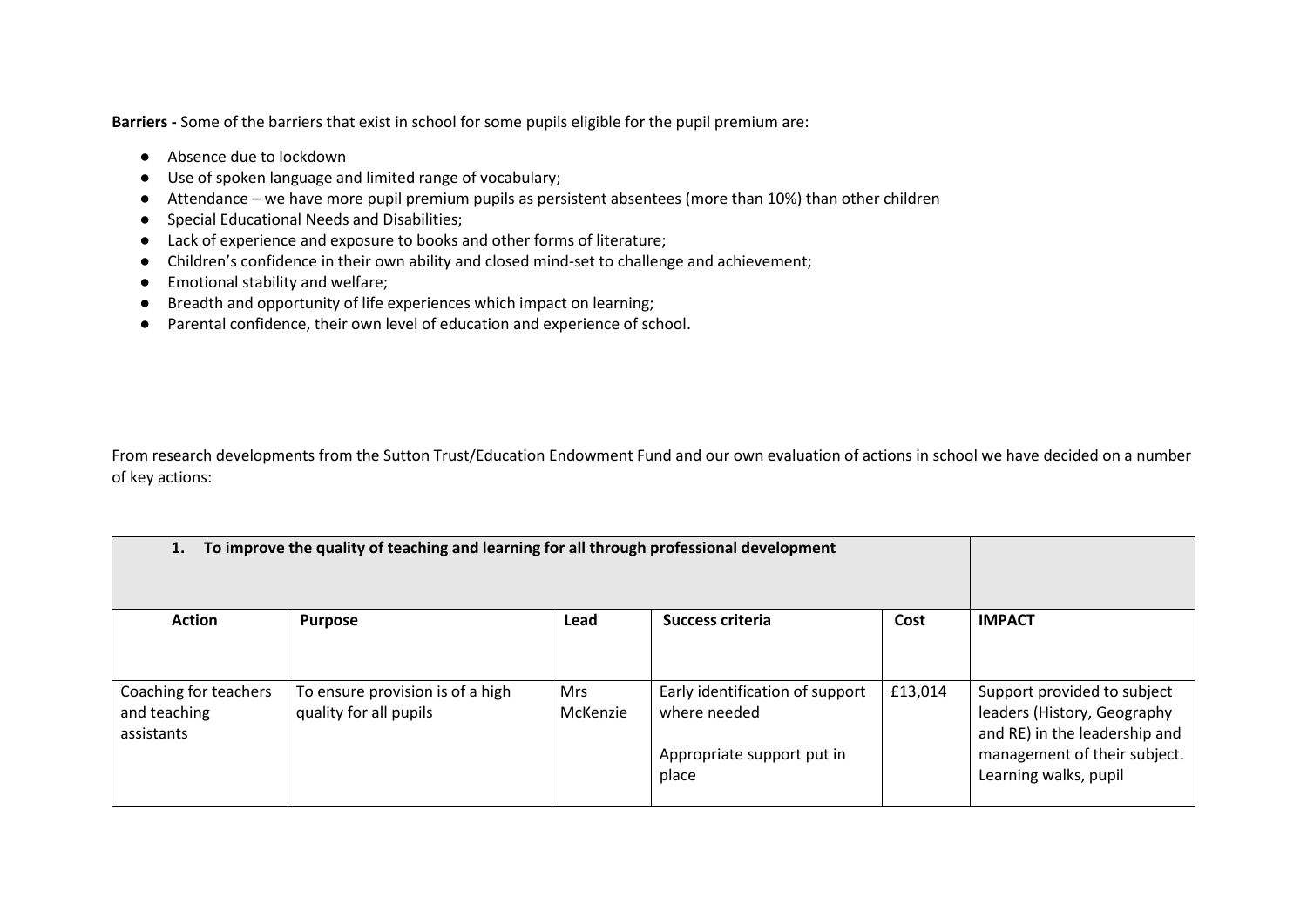**Barriers -** Some of the barriers that exist in school for some pupils eligible for the pupil premium are:

- Absence due to lockdown
- Use of spoken language and limited range of vocabulary;
- Attendance – we have more pupil premium pupils as persistent absentees (more than 10%) than other children
- Special Educational Needs and Disabilities;
- Lack of experience and exposure to books and other forms of literature;
- Children's confidence in their own ability and closed mind-set to challenge and achievement;
- Emotional stability and welfare;
- Breadth and opportunity of life experiences which impact on learning;
- Parental confidence, their own level of education and experience of school.

From research developments from the Sutton Trust/Education Endowment Fund and our own evaluation of actions in school we have decided on a number of key actions:

| **1. To improve the quality of teaching and learning for all through professional development** | | | | | |
|---|---|---|---|---|---|
| **Action** | **Purpose** | **Lead** | **Success criteria** | **Cost** | **IMPACT** |
| Coaching for teachers and teaching assistants | To ensure provision is of a high quality for all pupils | Mrs McKenzie | Early identification of support where needed<br><br>Appropriate support put in place | £13,014 | Support provided to subject leaders (History, Geography and RE) in the leadership and management of their subject. Learning walks, pupil |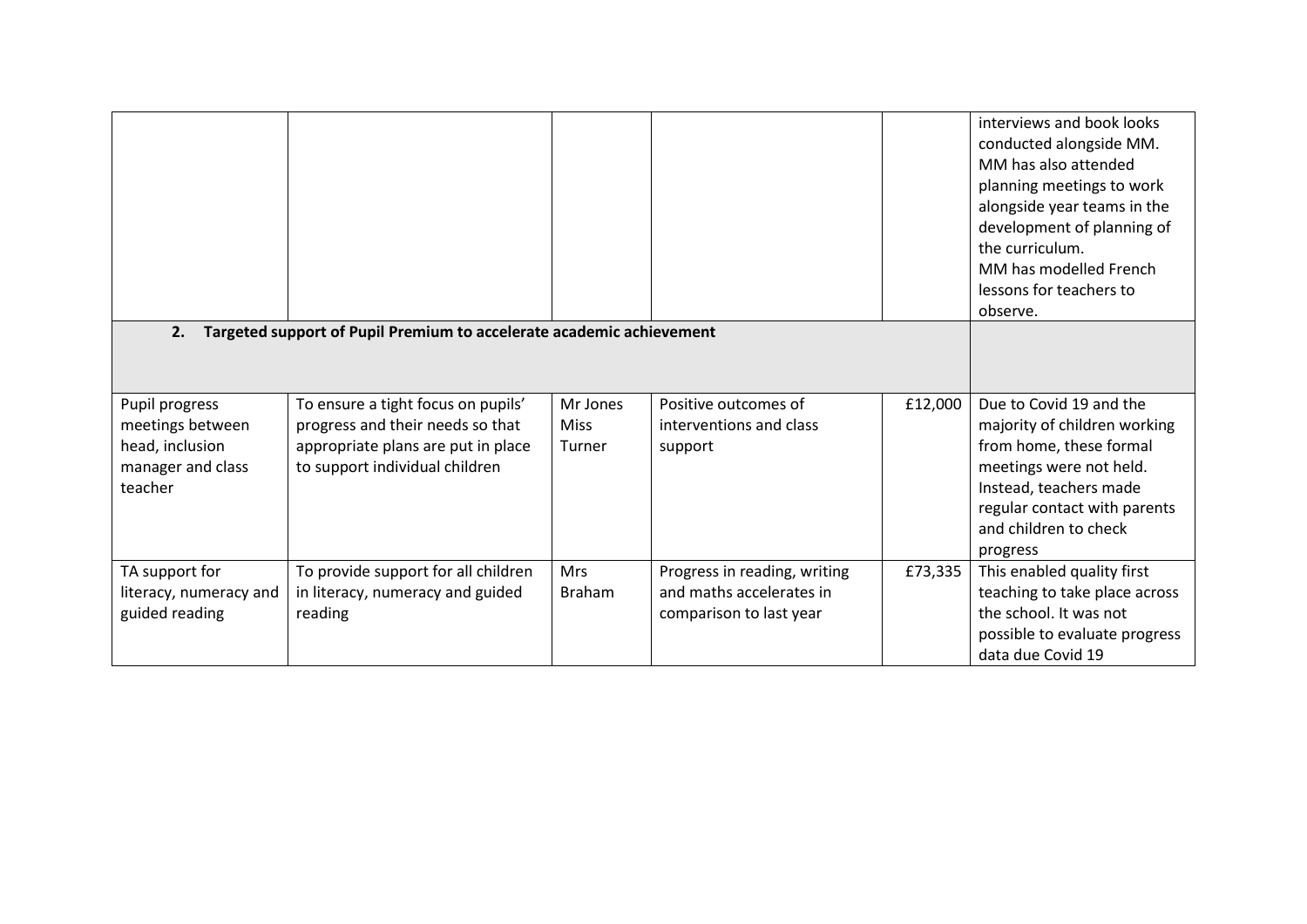| | | | | | |
|---|---|---|---|---|---|
| | | | | | interviews and book looks conducted alongside MM. MM has also attended planning meetings to work alongside year teams in the development of planning of the curriculum. MM has modelled French lessons for teachers to observe. |
| **2. Targeted support of Pupil Premium to accelerate academic achievement** | | | | | |
| Pupil progress meetings between head, inclusion manager and class teacher | To ensure a tight focus on pupils' progress and their needs so that appropriate plans are put in place to support individual children | Mr Jones Miss Turner | Positive outcomes of interventions and class support | £12,000 | Due to Covid 19 and the majority of children working from home, these formal meetings were not held. Instead, teachers made regular contact with parents and children to check progress |
| TA support for literacy, numeracy and guided reading | To provide support for all children in literacy, numeracy and guided reading | Mrs Braham | Progress in reading, writing and maths accelerates in comparison to last year | £73,335 | This enabled quality first teaching to take place across the school. It was not possible to evaluate progress data due Covid 19 |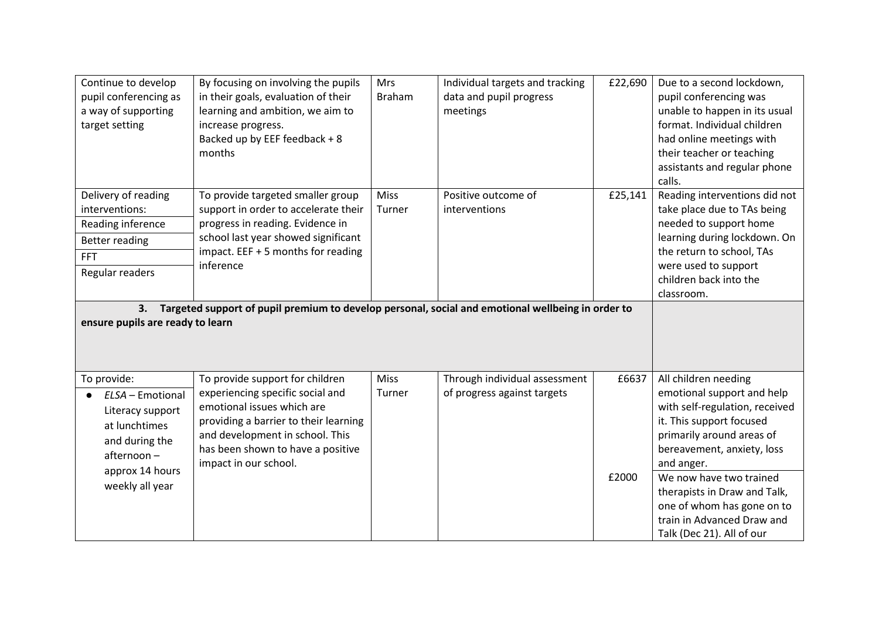| | | | | | |
|---|---|---|---|---|---|
| Continue to develop pupil conferencing as a way of supporting target setting | By focusing on involving the pupils in their goals, evaluation of their learning and ambition, we aim to increase progress.<br>Backed up by EEF feedback + 8 months | Mrs Braham | Individual targets and tracking data and pupil progress meetings | £22,690 | Due to a second lockdown, pupil conferencing was unable to happen in its usual format. Individual children had online meetings with their teacher or teaching assistants and regular phone calls. |
| Delivery of reading interventions:<br>Reading inference<br>Better reading<br>FFT<br>Regular readers | To provide targeted smaller group support in order to accelerate their progress in reading. Evidence in school last year showed significant impact. EEF + 5 months for reading inference | Miss Turner | Positive outcome of interventions | £25,141 | Reading interventions did not take place due to TAs being needed to support home learning during lockdown. On the return to school, TAs were used to support children back into the classroom. |
| **3. Targeted support of pupil premium to develop personal, social and emotional wellbeing in order to ensure pupils are ready to learn** | | | | | |
| To provide:<br>• *ELSA* – Emotional Literacy support at lunchtimes and during the afternoon – approx 14 hours weekly all year | To provide support for children experiencing specific social and emotional issues which are providing a barrier to their learning and development in school. This has been shown to have a positive impact in our school. | Miss Turner | Through individual assessment of progress against targets | £6637<br><br>£2000 | All children needing emotional support and help with self-regulation, received it. This support focused primarily around areas of bereavement, anxiety, loss and anger.<br>We now have two trained therapists in Draw and Talk, one of whom has gone on to train in Advanced Draw and Talk (Dec 21). All of our |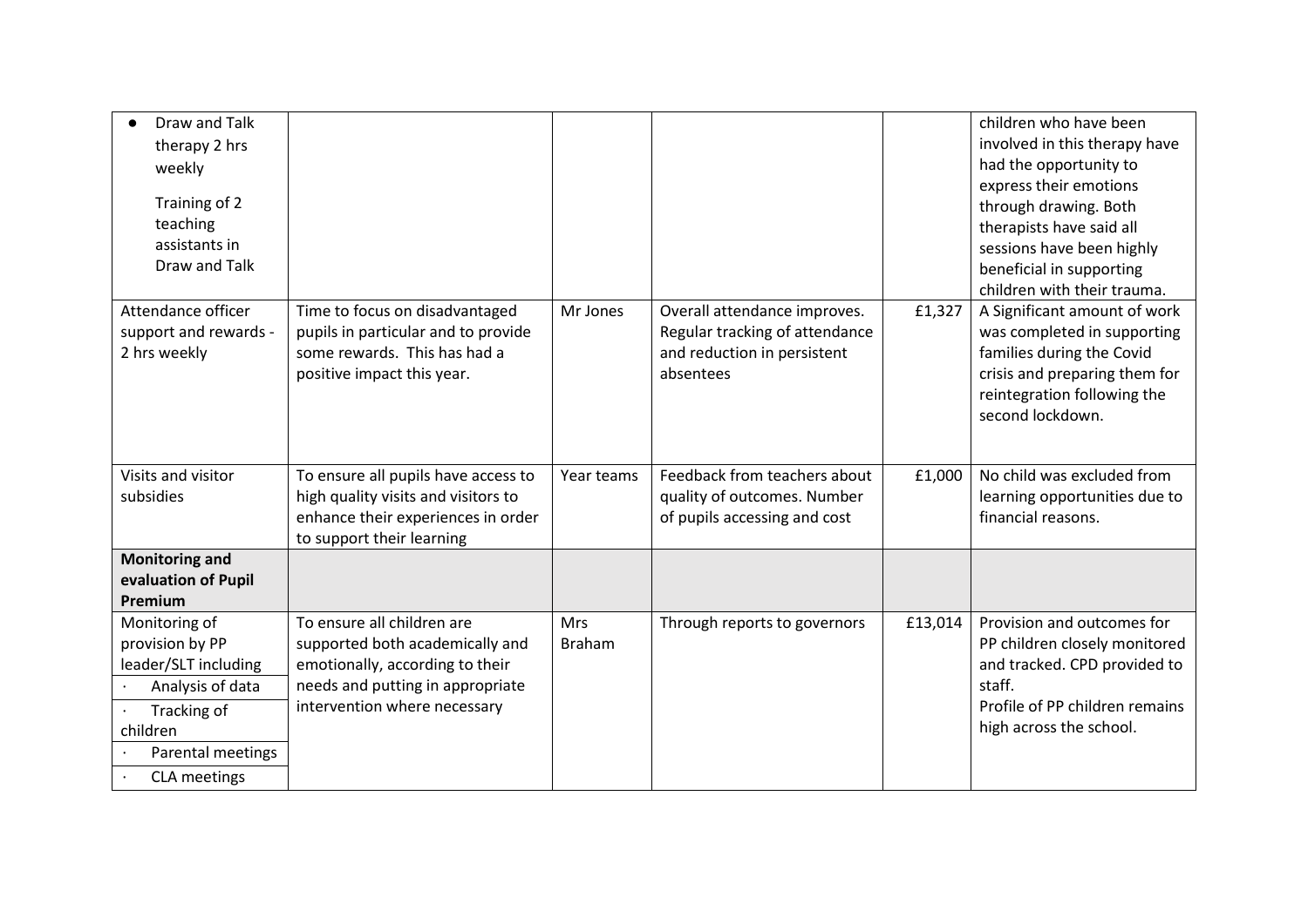| | | | | | |
|---|---|---|---|---|---|
| • Draw and Talk therapy 2 hrs weekly<br><br>Training of 2 teaching assistants in Draw and Talk | | | | | children who have been involved in this therapy have had the opportunity to express their emotions through drawing. Both therapists have said all sessions have been highly beneficial in supporting children with their trauma. |
| Attendance officer support and rewards - 2 hrs weekly | Time to focus on disadvantaged pupils in particular and to provide some rewards. This has had a positive impact this year. | Mr Jones | Overall attendance improves. Regular tracking of attendance and reduction in persistent absentees | £1,327 | A Significant amount of work was completed in supporting families during the Covid crisis and preparing them for reintegration following the second lockdown. |
| Visits and visitor subsidies | To ensure all pupils have access to high quality visits and visitors to enhance their experiences in order to support their learning | Year teams | Feedback from teachers about quality of outcomes. Number of pupils accessing and cost | £1,000 | No child was excluded from learning opportunities due to financial reasons. |
| **Monitoring and evaluation of Pupil Premium** | | | | | |
| Monitoring of provision by PP leader/SLT including<br>· Analysis of data<br>· Tracking of children<br>· Parental meetings<br>· CLA meetings | To ensure all children are supported both academically and emotionally, according to their needs and putting in appropriate intervention where necessary | Mrs Braham | Through reports to governors | £13,014 | Provision and outcomes for PP children closely monitored and tracked. CPD provided to staff.<br>Profile of PP children remains high across the school. |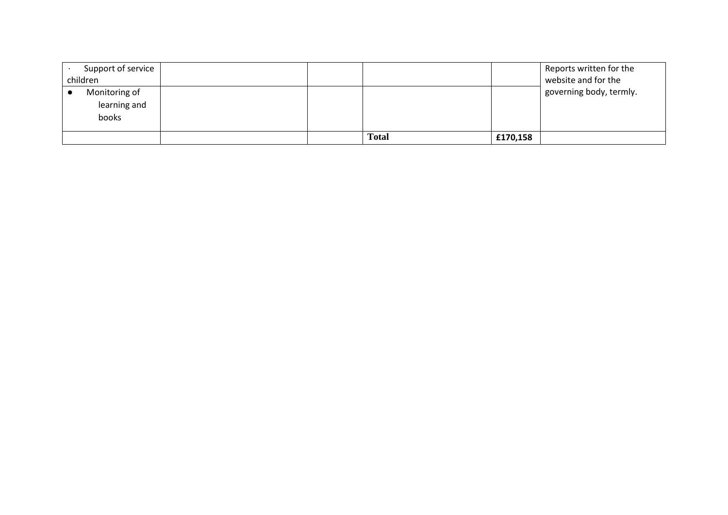| | | | | | |
|---|---|---|---|---|---|
| · Support of service children | | | | | Reports written for the website and for the governing body, termly. |
| ● Monitoring of learning and books | | | | | |
| | | | **Total** | **£170,158** | |